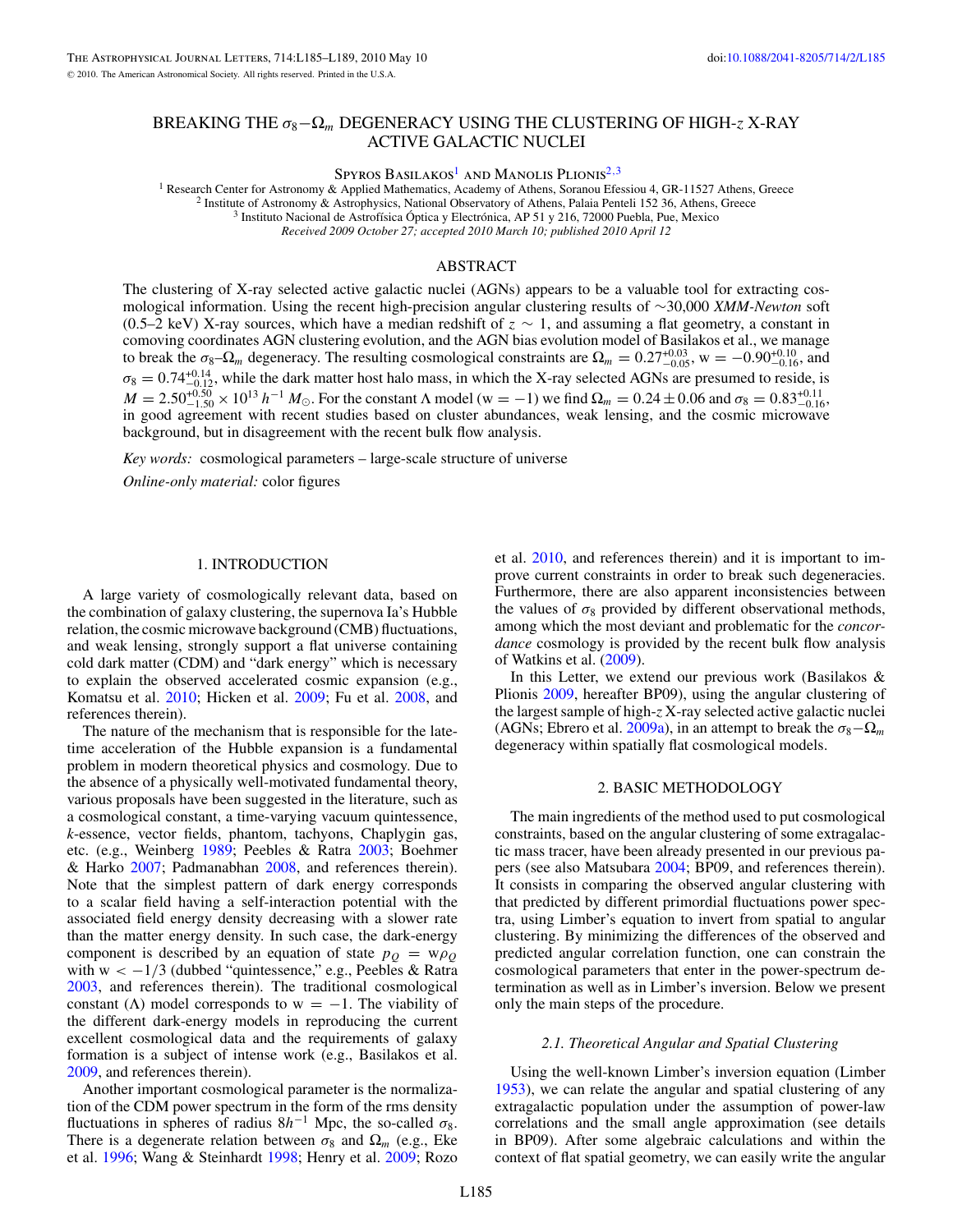# BREAKING THE $\sigma_8$–$\Omega_m$ DEGENERACY USING THE CLUSTERING OF HIGH-$z$ X-RAY ACTIVE GALACTIC NUCLEI

Spyros Basilakos[1] and Manolis Plionis[2,3]

[1] Research Center for Astronomy & Applied Mathematics, Academy of Athens, Soranou Efessiou 4, GR-11527 Athens, Greece
[2] Institute of Astronomy & Astrophysics, National Observatory of Athens, Palaia Penteli 152 36, Athens, Greece
[3] Instituto Nacional de Astrofísica Óptica y Electrónica, AP 51 y 216, 72000 Puebla, Pue, Mexico

*Received 2009 October 27; accepted 2010 March 10; published 2010 April 12*

## ABSTRACT

The clustering of X-ray selected active galactic nuclei (AGNs) appears to be a valuable tool for extracting cosmological information. Using the recent high-precision angular clustering results of ~30,000 *XMM-Newton* soft (0.5–2 keV) X-ray sources, which have a median redshift of $z \sim 1$, and assuming a flat geometry, a constant in comoving coordinates AGN clustering evolution, and the AGN bias evolution model of Basilakos et al., we manage to break the $\sigma_8$–$\Omega_m$ degeneracy. The resulting cosmological constraints are $\Omega_m = 0.27^{+0.03}_{-0.05}$, $w = -0.90^{+0.10}_{-0.16}$, and $\sigma_8 = 0.74^{+0.14}_{-0.12}$, while the dark matter host halo mass, in which the X-ray selected AGNs are presumed to reside, is $M = 2.50^{+0.50}_{-1.50} \times 10^{13}\, h^{-1}\, M_\odot$. For the constant $\Lambda$ model ($w = -1$) we find $\Omega_m = 0.24 \pm 0.06$ and $\sigma_8 = 0.83^{+0.11}_{-0.16}$, in good agreement with recent studies based on cluster abundances, weak lensing, and the cosmic microwave background, but in disagreement with the recent bulk flow analysis.

*Key words:* cosmological parameters – large-scale structure of universe

*Online-only material:* color figures

## 1. INTRODUCTION

A large variety of cosmologically relevant data, based on the combination of galaxy clustering, the supernova Ia's Hubble relation, the cosmic microwave background (CMB) fluctuations, and weak lensing, strongly support a flat universe containing cold dark matter (CDM) and "dark energy" which is necessary to explain the observed accelerated cosmic expansion (e.g., Komatsu et al. 2010; Hicken et al. 2009; Fu et al. 2008, and references therein).

The nature of the mechanism that is responsible for the late-time acceleration of the Hubble expansion is a fundamental problem in modern theoretical physics and cosmology. Due to the absence of a physically well-motivated fundamental theory, various proposals have been suggested in the literature, such as a cosmological constant, a time-varying vacuum quintessence, *k*-essence, vector fields, phantom, tachyons, Chaplygin gas, etc. (e.g., Weinberg 1989; Peebles & Ratra 2003; Boehmer & Harko 2007; Padmanabhan 2008, and references therein). Note that the simplest pattern of dark energy corresponds to a scalar field having a self-interaction potential with the associated field energy density decreasing with a slower rate than the matter energy density. In such case, the dark-energy component is described by an equation of state $p_Q = w\rho_Q$ with $w < -1/3$ (dubbed "quintessence," e.g., Peebles & Ratra 2003, and references therein). The traditional cosmological constant ($\Lambda$) model corresponds to $w = -1$. The viability of the different dark-energy models in reproducing the current excellent cosmological data and the requirements of galaxy formation is a subject of intense work (e.g., Basilakos et al. 2009, and references therein).

Another important cosmological parameter is the normalization of the CDM power spectrum in the form of the rms density fluctuations in spheres of radius $8h^{-1}$ Mpc, the so-called $\sigma_8$. There is a degenerate relation between $\sigma_8$ and $\Omega_m$ (e.g., Eke et al. 1996; Wang & Steinhardt 1998; Henry et al. 2009; Rozo et al. 2010, and references therein) and it is important to improve current constraints in order to break such degeneracies. Furthermore, there are also apparent inconsistencies between the values of $\sigma_8$ provided by different observational methods, among which the most deviant and problematic for the *concordance* cosmology is provided by the recent bulk flow analysis of Watkins et al. (2009).

In this Letter, we extend our previous work (Basilakos & Plionis 2009, hereafter BP09), using the angular clustering of the largest sample of high-$z$ X-ray selected active galactic nuclei (AGNs; Ebrero et al. 2009a), in an attempt to break the $\sigma_8$–$\Omega_m$ degeneracy within spatially flat cosmological models.

## 2. BASIC METHODOLOGY

The main ingredients of the method used to put cosmological constraints, based on the angular clustering of some extragalactic mass tracer, have been already presented in our previous papers (see also Matsubara 2004; BP09, and references therein). It consists in comparing the observed angular clustering with that predicted by different primordial fluctuations power spectra, using Limber's equation to invert from spatial to angular clustering. By minimizing the differences of the observed and predicted angular correlation function, one can constrain the cosmological parameters that enter in the power-spectrum determination as well as in Limber's inversion. Below we present only the main steps of the procedure.

### 2.1. Theoretical Angular and Spatial Clustering

Using the well-known Limber's inversion equation (Limber 1953), we can relate the angular and spatial clustering of any extragalactic population under the assumption of power-law correlations and the small angle approximation (see details in BP09). After some algebraic calculations and within the context of flat spatial geometry, we can easily write the angular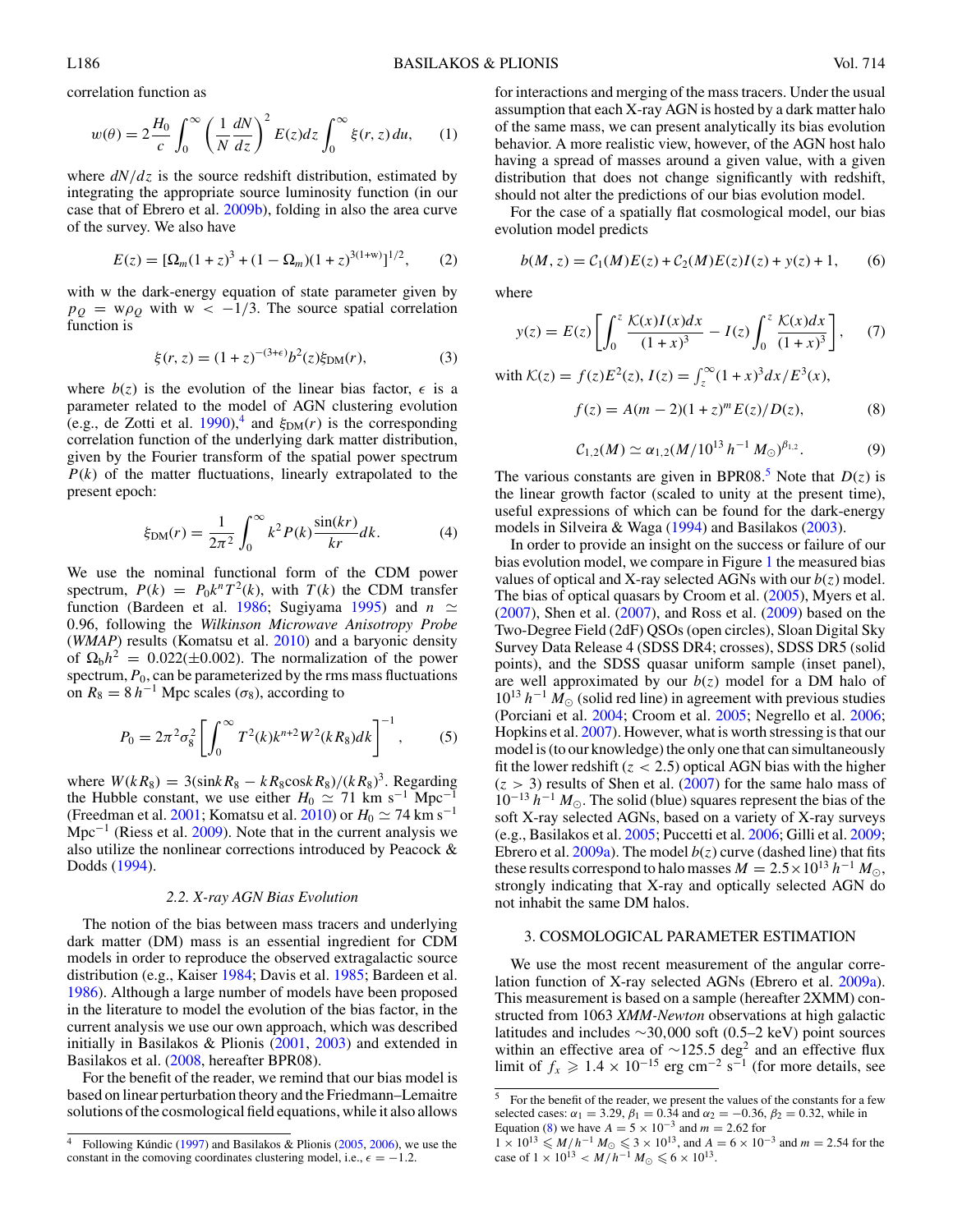correlation function as

$$w(\theta) = 2\frac{H_0}{c}\int_0^\infty \left(\frac{1}{N}\frac{dN}{dz}\right)^2 E(z)dz \int_0^\infty \xi(r,z)\,du, \qquad (1)$$

where $dN/dz$ is the source redshift distribution, estimated by integrating the appropriate source luminosity function (in our case that of Ebrero et al. 2009b), folding in also the area curve of the survey. We also have

$$E(z) = [\Omega_m(1+z)^3 + (1-\Omega_m)(1+z)^{3(1+w)}]^{1/2}, \qquad (2)$$

with w the dark-energy equation of state parameter given by $p_Q = w\rho_Q$ with $w < -1/3$. The source spatial correlation function is

$$\xi(r,z) = (1+z)^{-(3+\epsilon)} b^2(z)\xi_{\rm DM}(r), \qquad (3)$$

where $b(z)$ is the evolution of the linear bias factor, $\epsilon$ is a parameter related to the model of AGN clustering evolution (e.g., de Zotti et al. 1990),[4] and $\xi_{\rm DM}(r)$ is the corresponding correlation function of the underlying dark matter distribution, given by the Fourier transform of the spatial power spectrum $P(k)$ of the matter fluctuations, linearly extrapolated to the present epoch:

$$\xi_{\rm DM}(r) = \frac{1}{2\pi^2}\int_0^\infty k^2 P(k)\frac{\sin(kr)}{kr}dk. \qquad (4)$$

We use the nominal functional form of the CDM power spectrum, $P(k) = P_0 k^n T^2(k)$, with $T(k)$ the CDM transfer function (Bardeen et al. 1986; Sugiyama 1995) and $n \simeq 0.96$, following the *Wilkinson Microwave Anisotropy Probe* (*WMAP*) results (Komatsu et al. 2010) and a baryonic density of $\Omega_b h^2 = 0.022(\pm 0.002)$. The normalization of the power spectrum, $P_0$, can be parameterized by the rms mass fluctuations on $R_8 = 8\,h^{-1}$ Mpc scales ($\sigma_8$), according to

$$P_0 = 2\pi^2\sigma_8^2\left[\int_0^\infty T^2(k)k^{n+2}W^2(kR_8)dk\right]^{-1}, \qquad (5)$$

where $W(kR_8) = 3(\sin kR_8 - kR_8\cos kR_8)/(kR_8)^3$. Regarding the Hubble constant, we use either $H_0 \simeq 71$ km s$^{-1}$ Mpc$^{-1}$ (Freedman et al. 2001; Komatsu et al. 2010) or $H_0 \simeq 74$ km s$^{-1}$ Mpc$^{-1}$ (Riess et al. 2009). Note that in the current analysis we also utilize the nonlinear corrections introduced by Peacock & Dodds (1994).

### 2.2. X-ray AGN Bias Evolution

The notion of the bias between mass tracers and underlying dark matter (DM) mass is an essential ingredient for CDM models in order to reproduce the observed extragalactic source distribution (e.g., Kaiser 1984; Davis et al. 1985; Bardeen et al. 1986). Although a large number of models have been proposed in the literature to model the evolution of the bias factor, in the current analysis we use our own approach, which was described initially in Basilakos & Plionis (2001, 2003) and extended in Basilakos et al. (2008, hereafter BPR08).

For the benefit of the reader, we remind that our bias model is based on linear perturbation theory and the Friedmann–Lemaitre solutions of the cosmological field equations, while it also allows for interactions and merging of the mass tracers. Under the usual assumption that each X-ray AGN is hosted by a dark matter halo of the same mass, we can present analytically its bias evolution behavior. A more realistic view, however, of the AGN host halo having a spread of masses around a given value, with a given distribution that does not change significantly with redshift, should not alter the predictions of our bias evolution model.

For the case of a spatially flat cosmological model, our bias evolution model predicts

$$b(M,z) = \mathcal{C}_1(M)E(z) + \mathcal{C}_2(M)E(z)I(z) + y(z) + 1, \qquad (6)$$

where

$$y(z) = E(z)\left[\int_0^z \frac{\mathcal{K}(x)I(x)dx}{(1+x)^3} - I(z)\int_0^z \frac{\mathcal{K}(x)dx}{(1+x)^3}\right], \qquad (7)$$

with $\mathcal{K}(z) = f(z)E^2(z)$, $I(z) = \int_z^\infty (1+x)^3 dx/E^3(x)$,

$$f(z) = A(m-2)(1+z)^m E(z)/D(z), \qquad (8)$$

$$\mathcal{C}_{1,2}(M) \simeq \alpha_{1,2}(M/10^{13}\,h^{-1}\,M_\odot)^{\beta_{1,2}}. \qquad (9)$$

The various constants are given in BPR08.[5] Note that $D(z)$ is the linear growth factor (scaled to unity at the present time), useful expressions of which can be found for the dark-energy models in Silveira & Waga (1994) and Basilakos (2003).

In order to provide an insight on the success or failure of our bias evolution model, we compare in Figure 1 the measured bias values of optical and X-ray selected AGNs with our $b(z)$ model. The bias of optical quasars by Croom et al. (2005), Myers et al. (2007), Shen et al. (2007), and Ross et al. (2009) based on the Two-Degree Field (2dF) QSOs (open circles), Sloan Digital Sky Survey Data Release 4 (SDSS DR4; crosses), SDSS DR5 (solid points), and the SDSS quasar uniform sample (inset panel), are well approximated by our $b(z)$ model for a DM halo of $10^{13}\,h^{-1}\,M_\odot$ (solid red line) in agreement with previous studies (Porciani et al. 2004; Croom et al. 2005; Negrello et al. 2006; Hopkins et al. 2007). However, what is worth stressing is that our model is (to our knowledge) the only one that can simultaneously fit the lower redshift ($z < 2.5$) optical AGN bias with the higher ($z > 3$) results of Shen et al. (2007) for the same halo mass of $10^{-13}\,h^{-1}\,M_\odot$. The solid (blue) squares represent the bias of the soft X-ray selected AGNs, based on a variety of X-ray surveys (e.g., Basilakos et al. 2005; Puccetti et al. 2006; Gilli et al. 2009; Ebrero et al. 2009a). The model $b(z)$ curve (dashed line) that fits these results correspond to halo masses $M = 2.5\times10^{13}\,h^{-1}\,M_\odot$, strongly indicating that X-ray and optically selected AGN do not inhabit the same DM halos.

## 3. COSMOLOGICAL PARAMETER ESTIMATION

We use the most recent measurement of the angular correlation function of X-ray selected AGNs (Ebrero et al. 2009a). This measurement is based on a sample (hereafter 2XMM) constructed from 1063 *XMM-Newton* observations at high galactic latitudes and includes ~30,000 soft (0.5–2 keV) point sources within an effective area of ~125.5 deg$^2$ and an effective flux limit of $f_x \geqslant 1.4\times10^{-15}$ erg cm$^{-2}$ s$^{-1}$ (for more details, see

---

[4] Following Kúndic (1997) and Basilakos & Plionis (2005, 2006), we use the constant in the comoving coordinates clustering model, i.e., $\epsilon = -1.2$.

[5] For the benefit of the reader, we present the values of the constants for a few selected cases: $\alpha_1 = 3.29$, $\beta_1 = 0.34$ and $\alpha_2 = -0.36$, $\beta_2 = 0.32$, while in Equation (8) we have $A = 5\times10^{-3}$ and $m = 2.62$ for $1\times10^{13} \leqslant M/h^{-1}\,M_\odot \leqslant 3\times10^{13}$, and $A = 6\times10^{-3}$ and $m = 2.54$ for the case of $1\times10^{13} < M/h^{-1}\,M_\odot \leqslant 6\times10^{13}$.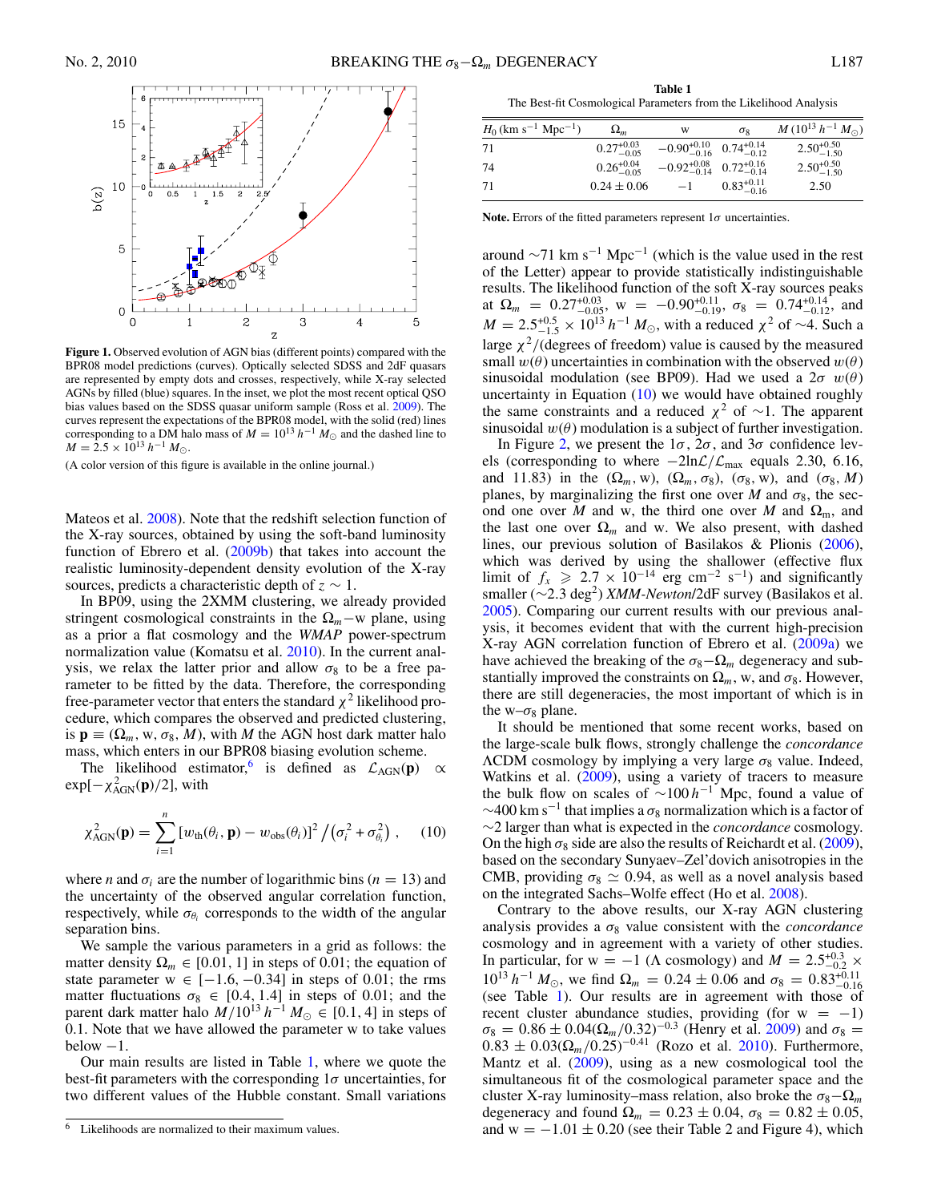**Figure 1.** Observed evolution of AGN bias (different points) compared with the BPR08 model predictions (curves). Optically selected SDSS and 2dF quasars are represented by empty dots and crosses, respectively, while X-ray selected AGNs by filled (blue) squares. In the inset, we plot the most recent optical QSO bias values based on the SDSS quasar uniform sample (Ross et al. 2009). The curves represent the expectations of the BPR08 model, with the solid (red) lines corresponding to a DM halo mass of $M = 10^{13}\,h^{-1}\,M_\odot$ and the dashed line to $M = 2.5 \times 10^{13}\,h^{-1}\,M_\odot$.

(A color version of this figure is available in the online journal.)

Mateos et al. 2008). Note that the redshift selection function of the X-ray sources, obtained by using the soft-band luminosity function of Ebrero et al. (2009b) that takes into account the realistic luminosity-dependent density evolution of the X-ray sources, predicts a characteristic depth of $z \sim 1$.

In BP09, using the 2XMM clustering, we already provided stringent cosmological constraints in the $\Omega_m$–w plane, using as a prior a flat cosmology and the *WMAP* power-spectrum normalization value (Komatsu et al. 2010). In the current analysis, we relax the latter prior and allow $\sigma_8$ to be a free parameter to be fitted by the data. Therefore, the corresponding free-parameter vector that enters the standard $\chi^2$ likelihood procedure, which compares the observed and predicted clustering, is $\mathbf{p} \equiv (\Omega_m, \mathrm{w}, \sigma_8, M)$, with $M$ the AGN host dark matter halo mass, which enters in our BPR08 biasing evolution scheme.

The likelihood estimator,[6] is defined as $\mathcal{L}_{\mathrm{AGN}}(\mathbf{p}) \propto \exp[-\chi^2_{\mathrm{AGN}}(\mathbf{p})/2]$, with

$$\chi^2_{\mathrm{AGN}}(\mathbf{p}) = \sum_{i=1}^{n} [w_{\mathrm{th}}(\theta_i, \mathbf{p}) - w_{\mathrm{obs}}(\theta_i)]^2 \big/ \left(\sigma_i^2 + \sigma_{\theta_i}^2\right) , \quad (10)$$

where $n$ and $\sigma_i$ are the number of logarithmic bins ($n = 13$) and the uncertainty of the observed angular correlation function, respectively, while $\sigma_{\theta_i}$ corresponds to the width of the angular separation bins.

We sample the various parameters in a grid as follows: the matter density $\Omega_m \in [0.01, 1]$ in steps of 0.01; the equation of state parameter $\mathrm{w} \in [-1.6, -0.34]$ in steps of 0.01; the rms matter fluctuations $\sigma_8 \in [0.4, 1.4]$ in steps of 0.01; and the parent dark matter halo $M/10^{13}\,h^{-1}\,M_\odot \in [0.1, 4]$ in steps of 0.1. Note that we have allowed the parameter w to take values below $-1$.

Our main results are listed in Table 1, where we quote the best-fit parameters with the corresponding $1\sigma$ uncertainties, for two different values of the Hubble constant. Small variations around $\sim$71 km s$^{-1}$ Mpc$^{-1}$ (which is the value used in the rest of the Letter) appear to provide statistically indistinguishable results. The likelihood function of the soft X-ray sources peaks at $\Omega_m = 0.27^{+0.03}_{-0.05}$, $\mathrm{w} = -0.90^{+0.11}_{-0.19}$, $\sigma_8 = 0.74^{+0.14}_{-0.12}$, and $M = 2.5^{+0.5}_{-1.5} \times 10^{13}\,h^{-1}\,M_\odot$, with a reduced $\chi^2$ of $\sim$4. Such a large $\chi^2$/(degrees of freedom) value is caused by the measured small $w(\theta)$ uncertainties in combination with the observed $w(\theta)$ sinusoidal modulation (see BP09). Had we used a $2\sigma$ $w(\theta)$ uncertainty in Equation (10) we would have obtained roughly the same constraints and a reduced $\chi^2$ of $\sim$1. The apparent sinusoidal $w(\theta)$ modulation is a subject of further investigation.

**Table 1**
The Best-fit Cosmological Parameters from the Likelihood Analysis

| $H_0$ (km s$^{-1}$ Mpc$^{-1}$) | $\Omega_m$ | w | $\sigma_8$ | $M$ ($10^{13}\,h^{-1}\,M_\odot$) |
|---|---|---|---|---|
| 71 | $0.27^{+0.03}_{-0.05}$ | $-0.90^{+0.10}_{-0.16}$ | $0.74^{+0.14}_{-0.12}$ | $2.50^{+0.50}_{-1.50}$ |
| 74 | $0.26^{+0.04}_{-0.05}$ | $-0.92^{+0.08}_{-0.14}$ | $0.72^{+0.16}_{-0.14}$ | $2.50^{+0.50}_{-1.50}$ |
| 71 | $0.24 \pm 0.06$ | $-1$ | $0.83^{+0.11}_{-0.16}$ | 2.50 |

**Note.** Errors of the fitted parameters represent $1\sigma$ uncertainties.

In Figure 2, we present the $1\sigma$, $2\sigma$, and $3\sigma$ confidence levels (corresponding to where $-2\ln\mathcal{L}/\mathcal{L}_{\max}$ equals 2.30, 6.16, and 11.83) in the $(\Omega_m, \mathrm{w})$, $(\Omega_m, \sigma_8)$, $(\sigma_8, \mathrm{w})$, and $(\sigma_8, M)$ planes, by marginalizing the first one over $M$ and $\sigma_8$, the second one over $M$ and w, the third one over $M$ and $\Omega_m$, and the last one over $\Omega_m$ and w. We also present, with dashed lines, our previous solution of Basilakos & Plionis (2006), which was derived by using the shallower (effective flux limit of $f_x \geqslant 2.7 \times 10^{-14}$ erg cm$^{-2}$ s$^{-1}$) and significantly smaller ($\sim$2.3 deg$^2$) *XMM-Newton*/2dF survey (Basilakos et al. 2005). Comparing our current results with our previous analysis, it becomes evident that with the current high-precision X-ray AGN correlation function of Ebrero et al. (2009a) we have achieved the breaking of the $\sigma_8$–$\Omega_m$ degeneracy and substantially improved the constraints on $\Omega_m$, w, and $\sigma_8$. However, there are still degeneracies, the most important of which is in the w–$\sigma_8$ plane.

It should be mentioned that some recent works, based on the large-scale bulk flows, strongly challenge the *concordance* ΛCDM cosmology by implying a very large $\sigma_8$ value. Indeed, Watkins et al. (2009), using a variety of tracers to measure the bulk flow on scales of $\sim$100 $h^{-1}$ Mpc, found a value of $\sim$400 km s$^{-1}$ that implies a $\sigma_8$ normalization which is a factor of $\sim$2 larger than what is expected in the *concordance* cosmology. On the high $\sigma_8$ side are also the results of Reichardt et al. (2009), based on the secondary Sunyaev–Zel'dovich anisotropies in the CMB, providing $\sigma_8 \simeq 0.94$, as well as a novel analysis based on the integrated Sachs–Wolfe effect (Ho et al. 2008).

Contrary to the above results, our X-ray AGN clustering analysis provides a $\sigma_8$ value consistent with the *concordance* cosmology and in agreement with a variety of other studies. In particular, for $\mathrm{w} = -1$ (Λ cosmology) and $M = 2.5^{+0.3}_{-0.2} \times 10^{13}\,h^{-1}\,M_\odot$, we find $\Omega_m = 0.24 \pm 0.06$ and $\sigma_8 = 0.83^{+0.11}_{-0.16}$ (see Table 1). Our results are in agreement with those of recent cluster abundance studies, providing (for $\mathrm{w} = -1$) $\sigma_8 = 0.86 \pm 0.04(\Omega_m/0.32)^{-0.3}$ (Henry et al. 2009) and $\sigma_8 = 0.83 \pm 0.03(\Omega_m/0.25)^{-0.41}$ (Rozo et al. 2010). Furthermore, Mantz et al. (2009), using as a new cosmological tool the simultaneous fit of the cosmological parameter space and the cluster X-ray luminosity–mass relation, also broke the $\sigma_8$–$\Omega_m$ degeneracy and found $\Omega_m = 0.23 \pm 0.04$, $\sigma_8 = 0.82 \pm 0.05$, and $\mathrm{w} = -1.01 \pm 0.20$ (see their Table 2 and Figure 4), which

[6] Likelihoods are normalized to their maximum values.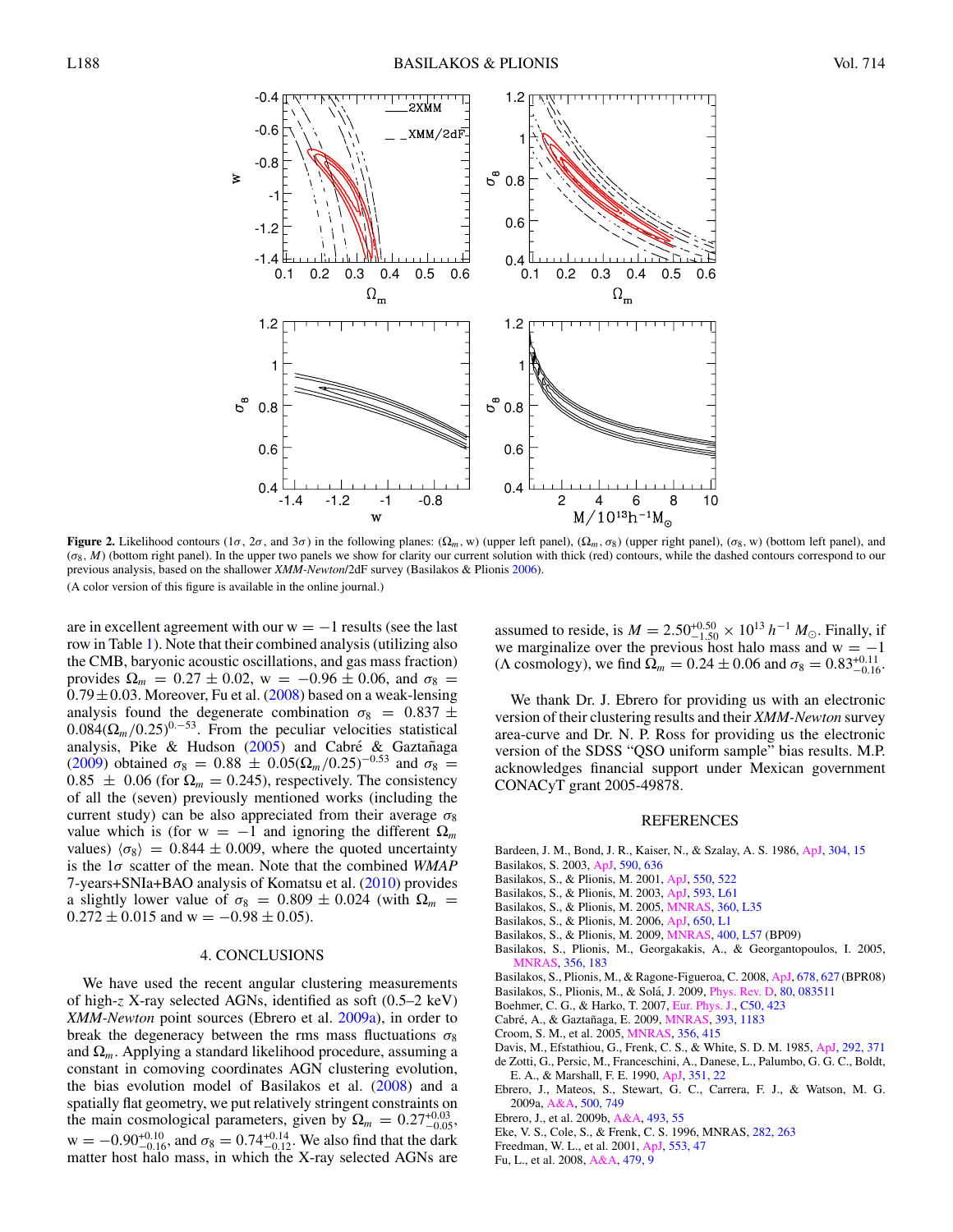**Figure 2.** Likelihood contours ($1\sigma$, $2\sigma$, and $3\sigma$) in the following planes: ($\Omega_m$, w) (upper left panel), ($\Omega_m$, $\sigma_8$) (upper right panel), ($\sigma_8$, w) (bottom left panel), and ($\sigma_8$, $M$) (bottom right panel). In the upper two panels we show for clarity our current solution with thick (red) contours, while the dashed contours correspond to our previous analysis, based on the shallower *XMM-Newton*/2dF survey (Basilakos & Plionis 2006).

(A color version of this figure is available in the online journal.)

are in excellent agreement with our w $= -1$ results (see the last row in Table 1). Note that their combined analysis (utilizing also the CMB, baryonic acoustic oscillations, and gas mass fraction) provides $\Omega_m = 0.27 \pm 0.02$, w $= -0.96 \pm 0.06$, and $\sigma_8 = 0.79 \pm 0.03$. Moreover, Fu et al. (2008) based on a weak-lensing analysis found the degenerate combination $\sigma_8 = 0.837 \pm 0.084(\Omega_m/0.25)^{0.-53}$. From the peculiar velocities statistical analysis, Pike & Hudson (2005) and Cabré & Gaztañaga (2009) obtained $\sigma_8 = 0.88 \pm 0.05(\Omega_m/0.25)^{-0.53}$ and $\sigma_8 = 0.85 \pm 0.06$ (for $\Omega_m = 0.245$), respectively. The consistency of all the (seven) previously mentioned works (including the current study) can be also appreciated from their average $\sigma_8$ value which is (for w $= -1$ and ignoring the different $\Omega_m$ values) $\langle\sigma_8\rangle = 0.844 \pm 0.009$, where the quoted uncertainty is the $1\sigma$ scatter of the mean. Note that the combined *WMAP* 7-years+SNIa+BAO analysis of Komatsu et al. (2010) provides a slightly lower value of $\sigma_8 = 0.809 \pm 0.024$ (with $\Omega_m = 0.272 \pm 0.015$ and w $= -0.98 \pm 0.05$).

## 4. CONCLUSIONS

We have used the recent angular clustering measurements of high-$z$ X-ray selected AGNs, identified as soft (0.5–2 keV) *XMM-Newton* point sources (Ebrero et al. 2009a), in order to break the degeneracy between the rms mass fluctuations $\sigma_8$ and $\Omega_m$. Applying a standard likelihood procedure, assuming a constant in comoving coordinates AGN clustering evolution, the bias evolution model of Basilakos et al. (2008) and a spatially flat geometry, we put relatively stringent constraints on the main cosmological parameters, given by $\Omega_m = 0.27^{+0.03}_{-0.05}$, w $= -0.90^{+0.10}_{-0.16}$, and $\sigma_8 = 0.74^{+0.14}_{-0.12}$. We also find that the dark matter host halo mass, in which the X-ray selected AGNs are assumed to reside, is $M = 2.50^{+0.50}_{-1.50} \times 10^{13}\, h^{-1}\, M_{\odot}$. Finally, if we marginalize over the previous host halo mass and w $= -1$ ($\Lambda$ cosmology), we find $\Omega_m = 0.24 \pm 0.06$ and $\sigma_8 = 0.83^{+0.11}_{-0.16}$.

We thank Dr. J. Ebrero for providing us with an electronic version of their clustering results and their *XMM-Newton* survey area-curve and Dr. N. P. Ross for providing us the electronic version of the SDSS "QSO uniform sample" bias results. M.P. acknowledges financial support under Mexican government CONACyT grant 2005-49878.

## REFERENCES

Bardeen, J. M., Bond, J. R., Kaiser, N., & Szalay, A. S. 1986, ApJ, 304, 15
Basilakos, S. 2003, ApJ, 590, 636
Basilakos, S., & Plionis, M. 2001, ApJ, 550, 522
Basilakos, S., & Plionis, M. 2003, ApJ, 593, L61
Basilakos, S., & Plionis, M. 2005, MNRAS, 360, L35
Basilakos, S., & Plionis, M. 2006, ApJ, 650, L1
Basilakos, S., & Plionis, M. 2009, MNRAS, 400, L57 (BP09)
Basilakos, S., Plionis, M., Georgakakis, A., & Georgantopoulos, I. 2005, MNRAS, 356, 183
Basilakos, S., Plionis, M., & Ragone-Figueroa, C. 2008, ApJ, 678, 627 (BPR08)
Basilakos, S., Plionis, M., & Solá, J. 2009, Phys. Rev. D, 80, 083511
Boehmer, C. G., & Harko, T. 2007, Eur. Phys. J., C50, 423
Cabré, A., & Gaztañaga, E. 2009, MNRAS, 393, 1183
Croom, S. M., et al. 2005, MNRAS, 356, 415
Davis, M., Efstathiou, G., Frenk, C. S., & White, S. D. M. 1985, ApJ, 292, 371
de Zotti, G., Persic, M., Franceschini, A., Danese, L., Palumbo, G. G. C., Boldt, E. A., & Marshall, F. E. 1990, ApJ, 351, 22
Ebrero, J., Mateos, S., Stewart, G. C., Carrera, F. J., & Watson, M. G. 2009a, A&A, 500, 749
Ebrero, J., et al. 2009b, A&A, 493, 55
Eke, V. S., Cole, S., & Frenk, C. S. 1996, MNRAS, 282, 263
Freedman, W. L., et al. 2001, ApJ, 553, 47
Fu, L., et al. 2008, A&A, 479, 9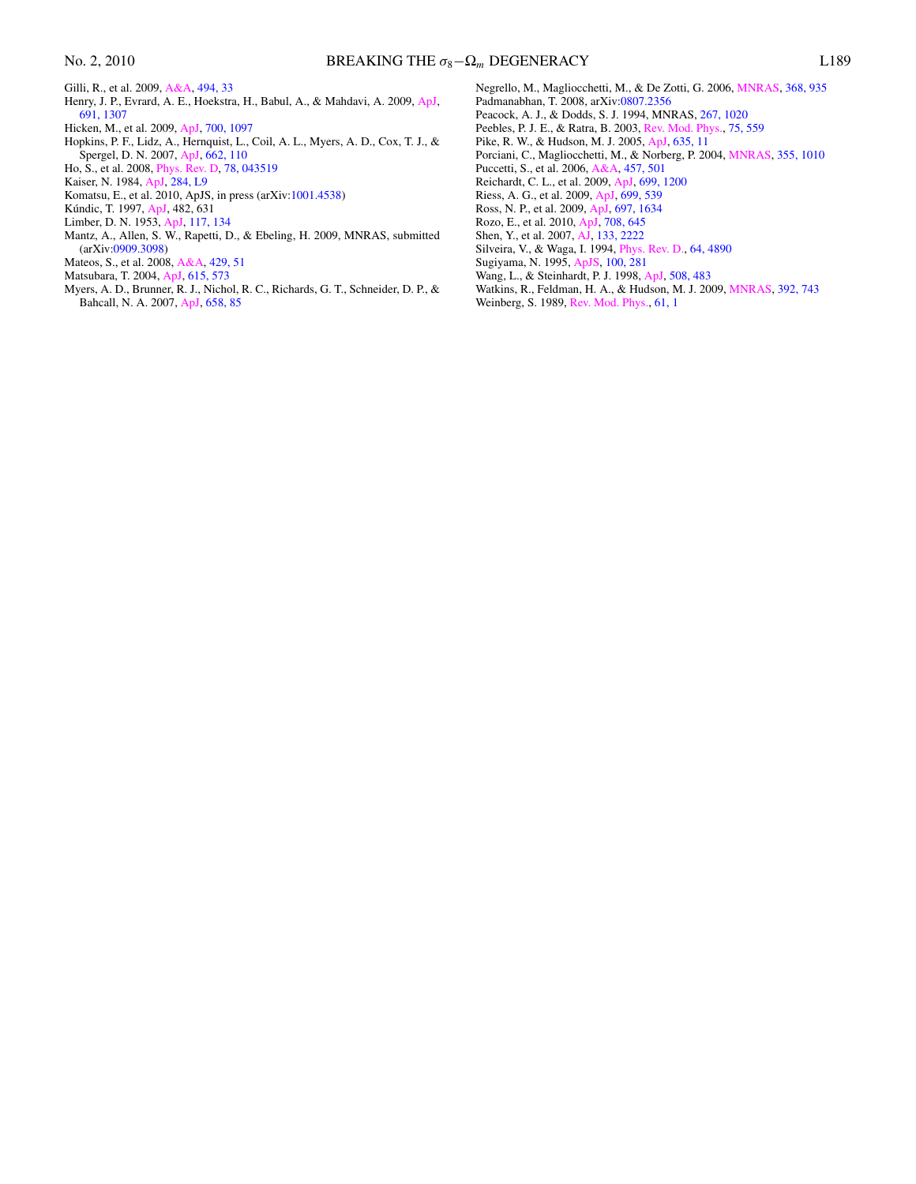Gilli, R., et al. 2009, A&A, 494, 33

Henry, J. P., Evrard, A. E., Hoekstra, H., Babul, A., & Mahdavi, A. 2009, ApJ, 691, 1307

Hicken, M., et al. 2009, ApJ, 700, 1097

Hopkins, P. F., Lidz, A., Hernquist, L., Coil, A. L., Myers, A. D., Cox, T. J., & Spergel, D. N. 2007, ApJ, 662, 110

Ho, S., et al. 2008, Phys. Rev. D, 78, 043519

Kaiser, N. 1984, ApJ, 284, L9

Komatsu, E., et al. 2010, ApJS, in press (arXiv:1001.4538)

Kúndic, T. 1997, ApJ, 482, 631

Limber, D. N. 1953, ApJ, 117, 134

Mantz, A., Allen, S. W., Rapetti, D., & Ebeling, H. 2009, MNRAS, submitted (arXiv:0909.3098)

Mateos, S., et al. 2008, A&A, 429, 51

Matsubara, T. 2004, ApJ, 615, 573

Myers, A. D., Brunner, R. J., Nichol, R. C., Richards, G. T., Schneider, D. P., & Bahcall, N. A. 2007, ApJ, 658, 85

Negrello, M., Magliocchetti, M., & De Zotti, G. 2006, MNRAS, 368, 935

Padmanabhan, T. 2008, arXiv:0807.2356

Peacock, A. J., & Dodds, S. J. 1994, MNRAS, 267, 1020

Peebles, P. J. E., & Ratra, B. 2003, Rev. Mod. Phys., 75, 559

Pike, R. W., & Hudson, M. J. 2005, ApJ, 635, 11

Porciani, C., Magliocchetti, M., & Norberg, P. 2004, MNRAS, 355, 1010

Puccetti, S., et al. 2006, A&A, 457, 501

Reichardt, C. L., et al. 2009, ApJ, 699, 1200

Riess, A. G., et al. 2009, ApJ, 699, 539

Ross, N. P., et al. 2009, ApJ, 697, 1634

Rozo, E., et al. 2010, ApJ, 708, 645

Shen, Y., et al. 2007, AJ, 133, 2222

Silveira, V., & Waga, I. 1994, Phys. Rev. D., 64, 4890

Sugiyama, N. 1995, ApJS, 100, 281

Wang, L., & Steinhardt, P. J. 1998, ApJ, 508, 483

Watkins, R., Feldman, H. A., & Hudson, M. J. 2009, MNRAS, 392, 743

Weinberg, S. 1989, Rev. Mod. Phys., 61, 1